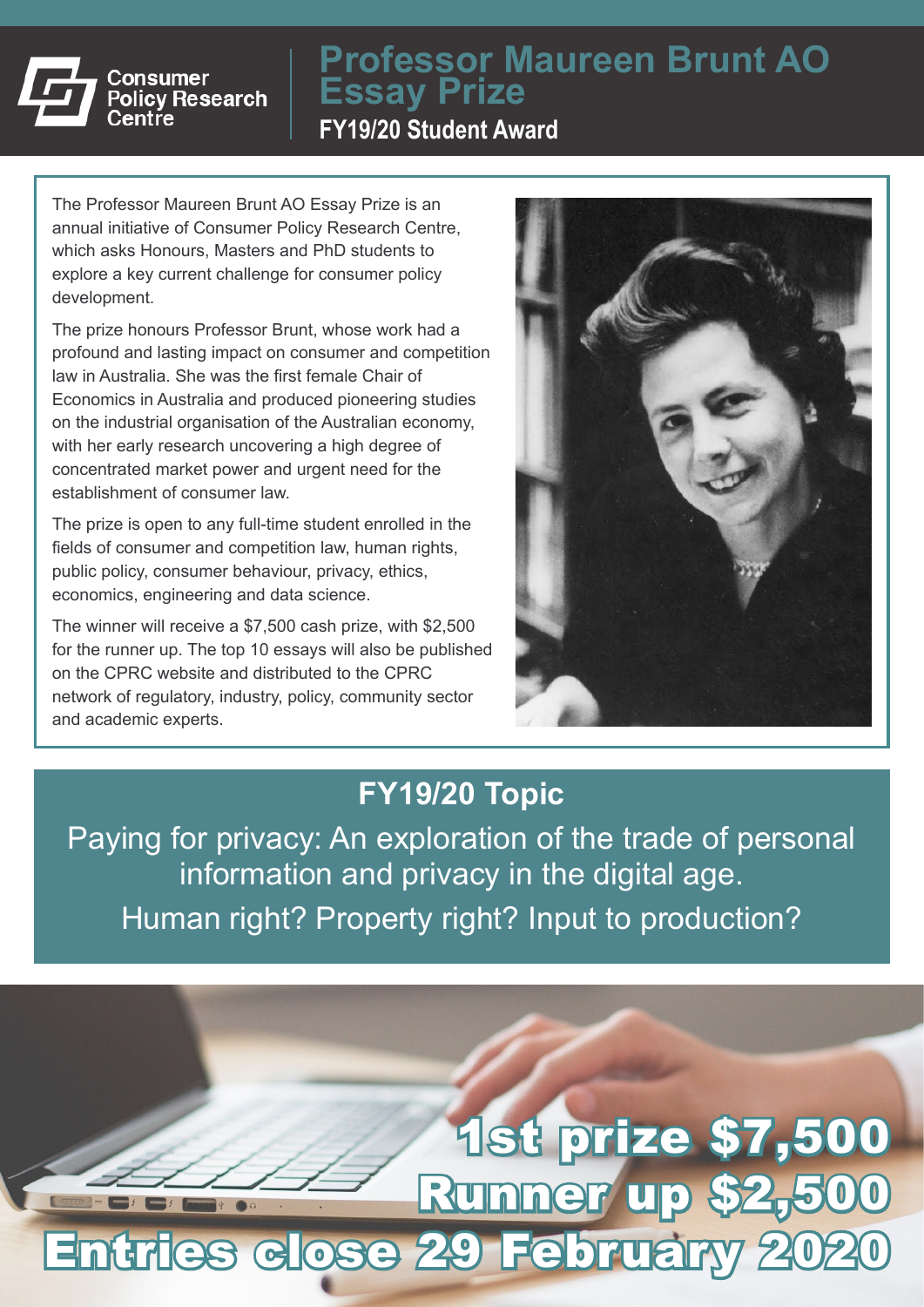Consumer Policy Research Centre

# Professor Maureen Brunt AO Essay Prize

**FY19/20 Student Award**

The Professor Maureen Brunt AO Essay Prize is an annual initiative of Consumer Policy Research Centre, which asks Honours, Masters and PhD students to explore a key current challenge for consumer policy development.

The prize honours Professor Brunt, whose work had a profound and lasting impact on consumer and competition law in Australia. She was the first female Chair of Economics in Australia and produced pioneering studies on the industrial organisation of the Australian economy, with her early research uncovering a high degree of concentrated market power and urgent need for the establishment of consumer law.

The prize is open to any full-time student enrolled in the fields of consumer and competition law, human rights, public policy, consumer behaviour, privacy, ethics, economics, engineering and data science.

The winner will receive a $7,500 cash prize, with $2,500 for the runner up. The top 10 essays will also be published on the CPRC website and distributed to the CPRC network of regulatory, industry, policy, community sector and academic experts.

## FY19/20 Topic

Paying for privacy: An exploration of the trade of personal information and privacy in the digital age.

Human right? Property right? Input to production?

**1st prize $7,500**

**Runner up $2,500**

**Entries close 29 February 2020**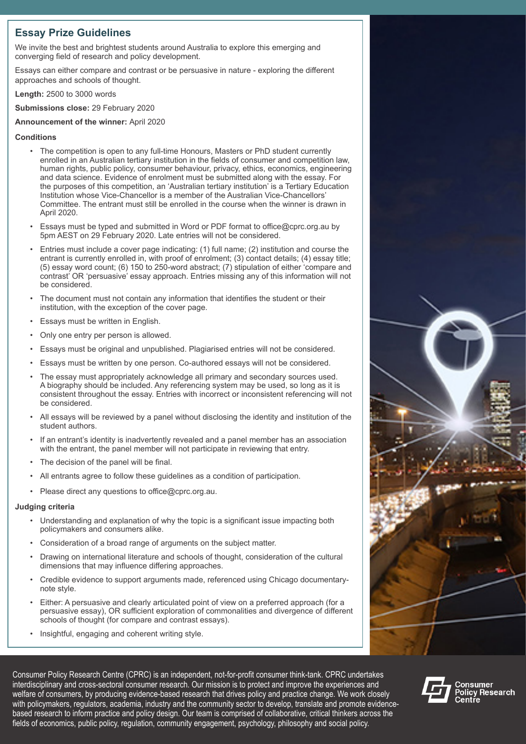## Essay Prize Guidelines

We invite the best and brightest students around Australia to explore this emerging and converging field of research and policy development.

Essays can either compare and contrast or be persuasive in nature - exploring the different approaches and schools of thought.

**Length:** 2500 to 3000 words

**Submissions close:** 29 February 2020

**Announcement of the winner:** April 2020

### Conditions

- The competition is open to any full-time Honours, Masters or PhD student currently enrolled in an Australian tertiary institution in the fields of consumer and competition law, human rights, public policy, consumer behaviour, privacy, ethics, economics, engineering and data science. Evidence of enrolment must be submitted along with the essay. For the purposes of this competition, an 'Australian tertiary institution' is a Tertiary Education Institution whose Vice-Chancellor is a member of the Australian Vice-Chancellors' Committee. The entrant must still be enrolled in the course when the winner is drawn in April 2020.
- Essays must be typed and submitted in Word or PDF format to office@cprc.org.au by 5pm AEST on 29 February 2020. Late entries will not be considered.
- Entries must include a cover page indicating: (1) full name; (2) institution and course the entrant is currently enrolled in, with proof of enrolment; (3) contact details; (4) essay title; (5) essay word count; (6) 150 to 250-word abstract; (7) stipulation of either 'compare and contrast' OR 'persuasive' essay approach. Entries missing any of this information will not be considered.
- The document must not contain any information that identifies the student or their institution, with the exception of the cover page.
- Essays must be written in English.
- Only one entry per person is allowed.
- Essays must be original and unpublished. Plagiarised entries will not be considered.
- Essays must be written by one person. Co-authored essays will not be considered.
- The essay must appropriately acknowledge all primary and secondary sources used. A biography should be included. Any referencing system may be used, so long as it is consistent throughout the essay. Entries with incorrect or inconsistent referencing will not be considered.
- All essays will be reviewed by a panel without disclosing the identity and institution of the student authors.
- If an entrant's identity is inadvertently revealed and a panel member has an association with the entrant, the panel member will not participate in reviewing that entry.
- The decision of the panel will be final.
- All entrants agree to follow these guidelines as a condition of participation.
- Please direct any questions to office@cprc.org.au.

### Judging criteria

- Understanding and explanation of why the topic is a significant issue impacting both policymakers and consumers alike.
- Consideration of a broad range of arguments on the subject matter.
- Drawing on international literature and schools of thought, consideration of the cultural dimensions that may influence differing approaches.
- Credible evidence to support arguments made, referenced using Chicago documentary-note style.
- Either: A persuasive and clearly articulated point of view on a preferred approach (for a persuasive essay), OR sufficient exploration of commonalities and divergence of different schools of thought (for compare and contrast essays).
- Insightful, engaging and coherent writing style.

Consumer Policy Research Centre (CPRC) is an independent, not-for-profit consumer think-tank. CPRC undertakes interdisciplinary and cross-sectoral consumer research. Our mission is to protect and improve the experiences and welfare of consumers, by producing evidence-based research that drives policy and practice change. We work closely with policymakers, regulators, academia, industry and the community sector to develop, translate and promote evidence-based research to inform practice and policy design. Our team is comprised of collaborative, critical thinkers across the fields of economics, public policy, regulation, community engagement, psychology, philosophy and social policy.

Consumer Policy Research Centre